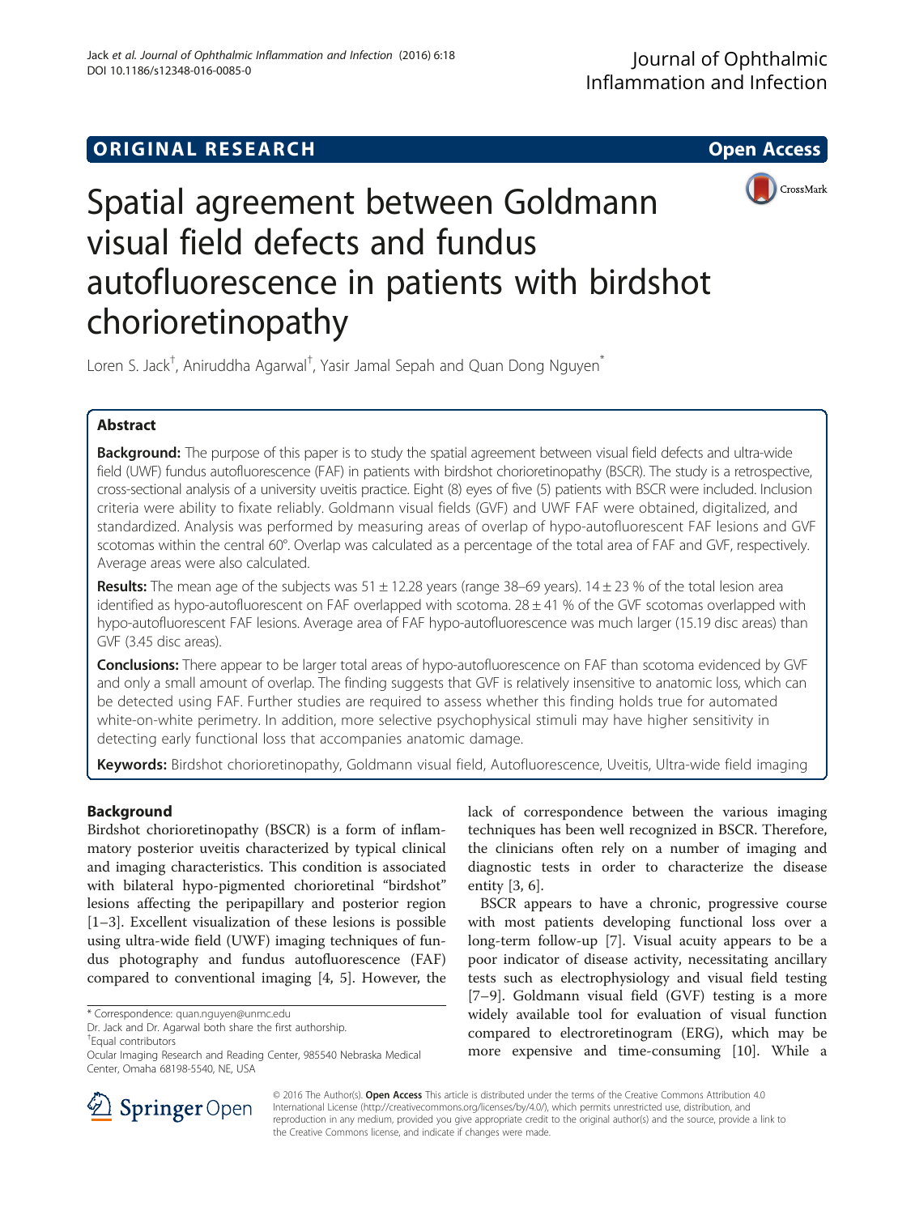**ORIGINAL RESEARCH** **Open Access**

# Spatial agreement between Goldmann visual field defects and fundus autofluorescence in patients with birdshot chorioretinopathy

Loren S. Jack[†], Aniruddha Agarwal[†], Yasir Jamal Sepah and Quan Dong Nguyen[*]

## Abstract

**Background:** The purpose of this paper is to study the spatial agreement between visual field defects and ultra-wide field (UWF) fundus autofluorescence (FAF) in patients with birdshot chorioretinopathy (BSCR). The study is a retrospective, cross-sectional analysis of a university uveitis practice. Eight (8) eyes of five (5) patients with BSCR were included. Inclusion criteria were ability to fixate reliably. Goldmann visual fields (GVF) and UWF FAF were obtained, digitalized, and standardized. Analysis was performed by measuring areas of overlap of hypo-autofluorescent FAF lesions and GVF scotomas within the central 60°. Overlap was calculated as a percentage of the total area of FAF and GVF, respectively. Average areas were also calculated.

**Results:** The mean age of the subjects was 51 ± 12.28 years (range 38–69 years). 14 ± 23 % of the total lesion area identified as hypo-autofluorescent on FAF overlapped with scotoma. 28 ± 41 % of the GVF scotomas overlapped with hypo-autofluorescent FAF lesions. Average area of FAF hypo-autofluorescence was much larger (15.19 disc areas) than GVF (3.45 disc areas).

**Conclusions:** There appear to be larger total areas of hypo-autofluorescence on FAF than scotoma evidenced by GVF and only a small amount of overlap. The finding suggests that GVF is relatively insensitive to anatomic loss, which can be detected using FAF. Further studies are required to assess whether this finding holds true for automated white-on-white perimetry. In addition, more selective psychophysical stimuli may have higher sensitivity in detecting early functional loss that accompanies anatomic damage.

**Keywords:** Birdshot chorioretinopathy, Goldmann visual field, Autofluorescence, Uveitis, Ultra-wide field imaging

## Background

Birdshot chorioretinopathy (BSCR) is a form of inflammatory posterior uveitis characterized by typical clinical and imaging characteristics. This condition is associated with bilateral hypo-pigmented chorioretinal "birdshot" lesions affecting the peripapillary and posterior region [1–3]. Excellent visualization of these lesions is possible using ultra-wide field (UWF) imaging techniques of fundus photography and fundus autofluorescence (FAF) compared to conventional imaging [4, 5]. However, the lack of correspondence between the various imaging techniques has been well recognized in BSCR. Therefore, the clinicians often rely on a number of imaging and diagnostic tests in order to characterize the disease entity [3, 6].

BSCR appears to have a chronic, progressive course with most patients developing functional loss over a long-term follow-up [7]. Visual acuity appears to be a poor indicator of disease activity, necessitating ancillary tests such as electrophysiology and visual field testing [7–9]. Goldmann visual field (GVF) testing is a more widely available tool for evaluation of visual function compared to electroretinogram (ERG), which may be more expensive and time-consuming [10]. While a

\* Correspondence: quan.nguyen@unmc.edu

Dr. Jack and Dr. Agarwal both share the first authorship.

[†]Equal contributors

Ocular Imaging Research and Reading Center, 985540 Nebraska Medical Center, Omaha 68198-5540, NE, USA

© 2016 The Author(s). **Open Access** This article is distributed under the terms of the Creative Commons Attribution 4.0 International License (http://creativecommons.org/licenses/by/4.0/), which permits unrestricted use, distribution, and reproduction in any medium, provided you give appropriate credit to the original author(s) and the source, provide a link to the Creative Commons license, and indicate if changes were made.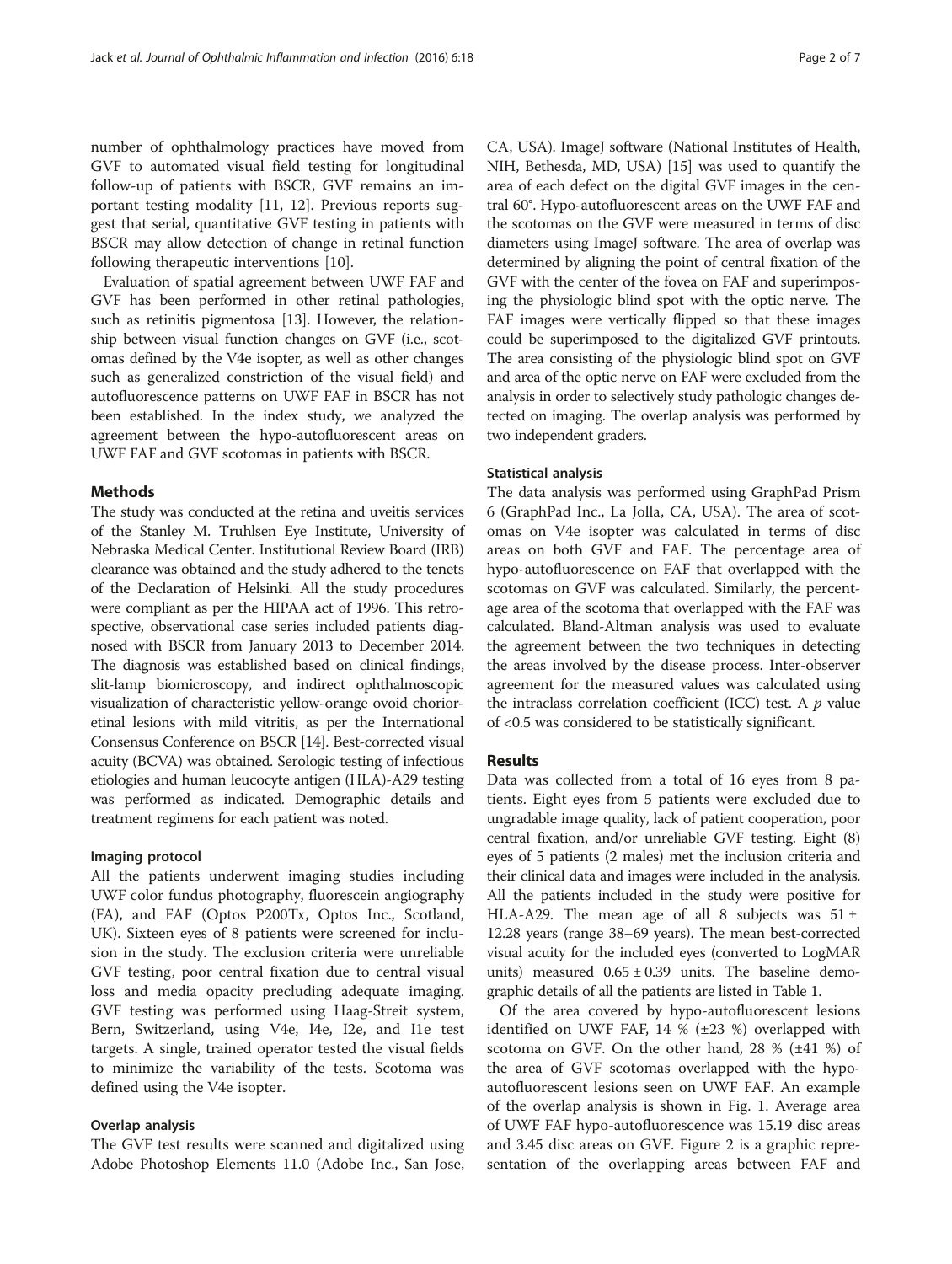number of ophthalmology practices have moved from GVF to automated visual field testing for longitudinal follow-up of patients with BSCR, GVF remains an important testing modality [11, 12]. Previous reports suggest that serial, quantitative GVF testing in patients with BSCR may allow detection of change in retinal function following therapeutic interventions [10].

Evaluation of spatial agreement between UWF FAF and GVF has been performed in other retinal pathologies, such as retinitis pigmentosa [13]. However, the relationship between visual function changes on GVF (i.e., scotomas defined by the V4e isopter, as well as other changes such as generalized constriction of the visual field) and autofluorescence patterns on UWF FAF in BSCR has not been established. In the index study, we analyzed the agreement between the hypo-autofluorescent areas on UWF FAF and GVF scotomas in patients with BSCR.

## Methods

The study was conducted at the retina and uveitis services of the Stanley M. Truhlsen Eye Institute, University of Nebraska Medical Center. Institutional Review Board (IRB) clearance was obtained and the study adhered to the tenets of the Declaration of Helsinki. All the study procedures were compliant as per the HIPAA act of 1996. This retrospective, observational case series included patients diagnosed with BSCR from January 2013 to December 2014. The diagnosis was established based on clinical findings, slit-lamp biomicroscopy, and indirect ophthalmoscopic visualization of characteristic yellow-orange ovoid chorioretinal lesions with mild vitritis, as per the International Consensus Conference on BSCR [14]. Best-corrected visual acuity (BCVA) was obtained. Serologic testing of infectious etiologies and human leucocyte antigen (HLA)-A29 testing was performed as indicated. Demographic details and treatment regimens for each patient was noted.

### Imaging protocol

All the patients underwent imaging studies including UWF color fundus photography, fluorescein angiography (FA), and FAF (Optos P200Tx, Optos Inc., Scotland, UK). Sixteen eyes of 8 patients were screened for inclusion in the study. The exclusion criteria were unreliable GVF testing, poor central fixation due to central visual loss and media opacity precluding adequate imaging. GVF testing was performed using Haag-Streit system, Bern, Switzerland, using V4e, I4e, I2e, and I1e test targets. A single, trained operator tested the visual fields to minimize the variability of the tests. Scotoma was defined using the V4e isopter.

### Overlap analysis

The GVF test results were scanned and digitalized using Adobe Photoshop Elements 11.0 (Adobe Inc., San Jose, CA, USA). ImageJ software (National Institutes of Health, NIH, Bethesda, MD, USA) [15] was used to quantify the area of each defect on the digital GVF images in the central 60°. Hypo-autofluorescent areas on the UWF FAF and the scotomas on the GVF were measured in terms of disc diameters using ImageJ software. The area of overlap was determined by aligning the point of central fixation of the GVF with the center of the fovea on FAF and superimposing the physiologic blind spot with the optic nerve. The FAF images were vertically flipped so that these images could be superimposed to the digitalized GVF printouts. The area consisting of the physiologic blind spot on GVF and area of the optic nerve on FAF were excluded from the analysis in order to selectively study pathologic changes detected on imaging. The overlap analysis was performed by two independent graders.

### Statistical analysis

The data analysis was performed using GraphPad Prism 6 (GraphPad Inc., La Jolla, CA, USA). The area of scotomas on V4e isopter was calculated in terms of disc areas on both GVF and FAF. The percentage area of hypo-autofluorescence on FAF that overlapped with the scotomas on GVF was calculated. Similarly, the percentage area of the scotoma that overlapped with the FAF was calculated. Bland-Altman analysis was used to evaluate the agreement between the two techniques in detecting the areas involved by the disease process. Inter-observer agreement for the measured values was calculated using the intraclass correlation coefficient (ICC) test. A $p$ value of <0.5 was considered to be statistically significant.

## Results

Data was collected from a total of 16 eyes from 8 patients. Eight eyes from 5 patients were excluded due to ungradable image quality, lack of patient cooperation, poor central fixation, and/or unreliable GVF testing. Eight (8) eyes of 5 patients (2 males) met the inclusion criteria and their clinical data and images were included in the analysis. All the patients included in the study were positive for HLA-A29. The mean age of all 8 subjects was $51 \pm 12.28$ years (range 38–69 years). The mean best-corrected visual acuity for the included eyes (converted to LogMAR units) measured $0.65 \pm 0.39$ units. The baseline demographic details of all the patients are listed in Table 1.

Of the area covered by hypo-autofluorescent lesions identified on UWF FAF, 14 % (±23 %) overlapped with scotoma on GVF. On the other hand, 28 % (±41 %) of the area of GVF scotomas overlapped with the hypo-autofluorescent lesions seen on UWF FAF. An example of the overlap analysis is shown in Fig. 1. Average area of UWF FAF hypo-autofluorescence was 15.19 disc areas and 3.45 disc areas on GVF. Figure 2 is a graphic representation of the overlapping areas between FAF and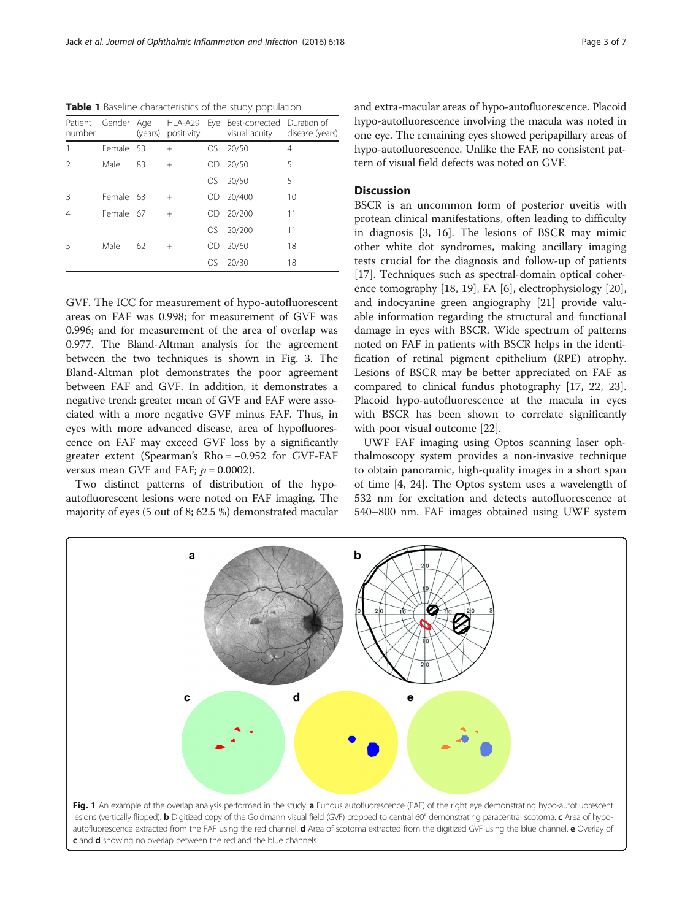**Table 1** Baseline characteristics of the study population

| Patient number | Gender | Age (years) | HLA-A29 positivity | Eye | Best-corrected visual acuity | Duration of disease (years) |
|---|---|---|---|---|---|---|
| 1 | Female | 53 | + | OS | 20/50 | 4 |
| 2 | Male | 83 | + | OD | 20/50 | 5 |
| | | | | OS | 20/50 | 5 |
| 3 | Female | 63 | + | OD | 20/400 | 10 |
| 4 | Female | 67 | + | OD | 20/200 | 11 |
| | | | | OS | 20/200 | 11 |
| 5 | Male | 62 | + | OD | 20/60 | 18 |
| | | | | OS | 20/30 | 18 |

GVF. The ICC for measurement of hypo-autofluorescent areas on FAF was 0.998; for measurement of GVF was 0.996; and for measurement of the area of overlap was 0.977. The Bland-Altman analysis for the agreement between the two techniques is shown in Fig. 3. The Bland-Altman plot demonstrates the poor agreement between FAF and GVF. In addition, it demonstrates a negative trend: greater mean of GVF and FAF were associated with a more negative GVF minus FAF. Thus, in eyes with more advanced disease, area of hypofluorescence on FAF may exceed GVF loss by a significantly greater extent (Spearman's Rho = −0.952 for GVF-FAF versus mean GVF and FAF; $p = 0.0002$).

Two distinct patterns of distribution of the hypo-autofluorescent lesions were noted on FAF imaging. The majority of eyes (5 out of 8; 62.5 %) demonstrated macular and extra-macular areas of hypo-autofluorescence. Placoid hypo-autofluorescence involving the macula was noted in one eye. The remaining eyes showed peripapillary areas of hypo-autofluorescence. Unlike the FAF, no consistent pattern of visual field defects was noted on GVF.

## Discussion

BSCR is an uncommon form of posterior uveitis with protean clinical manifestations, often leading to difficulty in diagnosis [3, 16]. The lesions of BSCR may mimic other white dot syndromes, making ancillary imaging tests crucial for the diagnosis and follow-up of patients [17]. Techniques such as spectral-domain optical coherence tomography [18, 19], FA [6], electrophysiology [20], and indocyanine green angiography [21] provide valuable information regarding the structural and functional damage in eyes with BSCR. Wide spectrum of patterns noted on FAF in patients with BSCR helps in the identification of retinal pigment epithelium (RPE) atrophy. Lesions of BSCR may be better appreciated on FAF as compared to clinical fundus photography [17, 22, 23]. Placoid hypo-autofluorescence at the macula in eyes with BSCR has been shown to correlate significantly with poor visual outcome [22].

UWF FAF imaging using Optos scanning laser ophthalmoscopy system provides a non-invasive technique to obtain panoramic, high-quality images in a short span of time [4, 24]. The Optos system uses a wavelength of 532 nm for excitation and detects autofluorescence at 540–800 nm. FAF images obtained using UWF system

**Fig. 1** An example of the overlap analysis performed in the study. **a** Fundus autofluorescence (FAF) of the right eye demonstrating hypo-autofluorescent lesions (vertically flipped). **b** Digitized copy of the Goldmann visual field (GVF) cropped to central 60° demonstrating paracentral scotoma. **c** Area of hypo-autofluorescence extracted from the FAF using the red channel. **d** Area of scotoma extracted from the digitized GVF using the blue channel. **e** Overlay of **c** and **d** showing no overlap between the red and the blue channels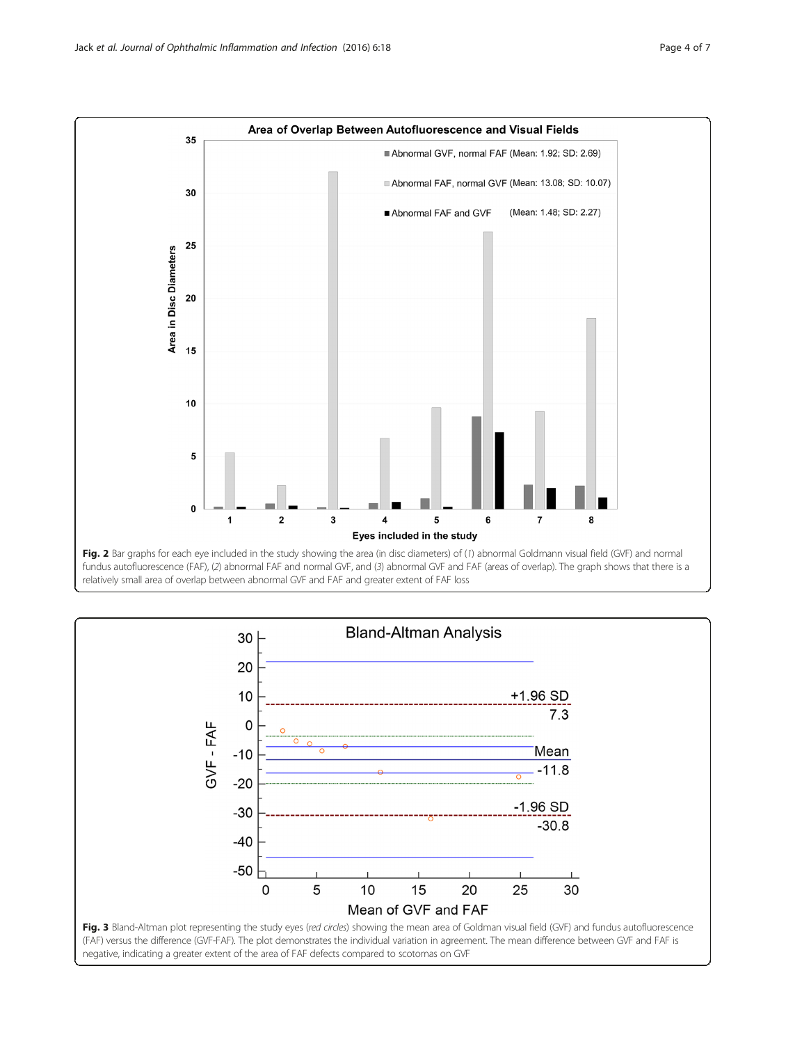**Fig. 2** Bar graphs for each eye included in the study showing the area (in disc diameters) of (*1*) abnormal Goldmann visual field (GVF) and normal fundus autofluorescence (FAF), (*2*) abnormal FAF and normal GVF, and (*3*) abnormal GVF and FAF (areas of overlap). The graph shows that there is a relatively small area of overlap between abnormal GVF and FAF and greater extent of FAF loss

**Fig. 3** Bland-Altman plot representing the study eyes (*red circles*) showing the mean area of Goldman visual field (GVF) and fundus autofluorescence (FAF) versus the difference (GVF-FAF). The plot demonstrates the individual variation in agreement. The mean difference between GVF and FAF is negative, indicating a greater extent of the area of FAF defects compared to scotomas on GVF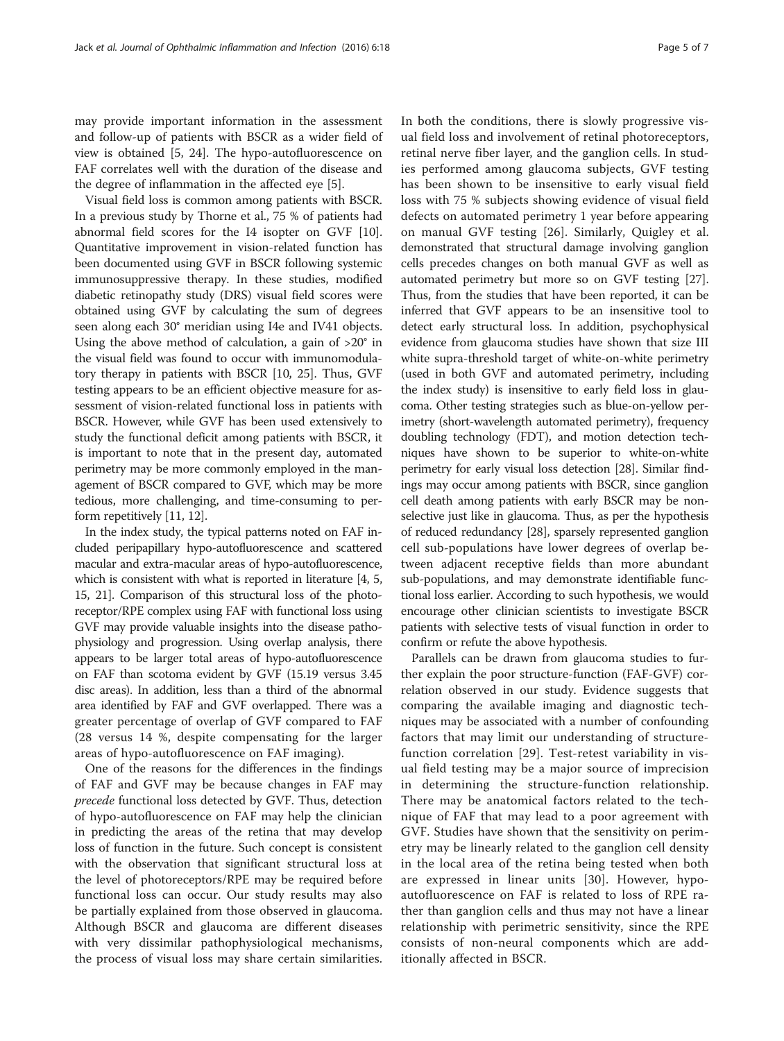may provide important information in the assessment and follow-up of patients with BSCR as a wider field of view is obtained [5, 24]. The hypo-autofluorescence on FAF correlates well with the duration of the disease and the degree of inflammation in the affected eye [5].

Visual field loss is common among patients with BSCR. In a previous study by Thorne et al., 75 % of patients had abnormal field scores for the I4 isopter on GVF [10]. Quantitative improvement in vision-related function has been documented using GVF in BSCR following systemic immunosuppressive therapy. In these studies, modified diabetic retinopathy study (DRS) visual field scores were obtained using GVF by calculating the sum of degrees seen along each 30° meridian using I4e and IV41 objects. Using the above method of calculation, a gain of >20° in the visual field was found to occur with immunomodulatory therapy in patients with BSCR [10, 25]. Thus, GVF testing appears to be an efficient objective measure for assessment of vision-related functional loss in patients with BSCR. However, while GVF has been used extensively to study the functional deficit among patients with BSCR, it is important to note that in the present day, automated perimetry may be more commonly employed in the management of BSCR compared to GVF, which may be more tedious, more challenging, and time-consuming to perform repetitively [11, 12].

In the index study, the typical patterns noted on FAF included peripapillary hypo-autofluorescence and scattered macular and extra-macular areas of hypo-autofluorescence, which is consistent with what is reported in literature [4, 5, 15, 21]. Comparison of this structural loss of the photoreceptor/RPE complex using FAF with functional loss using GVF may provide valuable insights into the disease pathophysiology and progression. Using overlap analysis, there appears to be larger total areas of hypo-autofluorescence on FAF than scotoma evident by GVF (15.19 versus 3.45 disc areas). In addition, less than a third of the abnormal area identified by FAF and GVF overlapped. There was a greater percentage of overlap of GVF compared to FAF (28 versus 14 %, despite compensating for the larger areas of hypo-autofluorescence on FAF imaging).

One of the reasons for the differences in the findings of FAF and GVF may be because changes in FAF may *precede* functional loss detected by GVF. Thus, detection of hypo-autofluorescence on FAF may help the clinician in predicting the areas of the retina that may develop loss of function in the future. Such concept is consistent with the observation that significant structural loss at the level of photoreceptors/RPE may be required before functional loss can occur. Our study results may also be partially explained from those observed in glaucoma. Although BSCR and glaucoma are different diseases with very dissimilar pathophysiological mechanisms, the process of visual loss may share certain similarities. In both the conditions, there is slowly progressive visual field loss and involvement of retinal photoreceptors, retinal nerve fiber layer, and the ganglion cells. In studies performed among glaucoma subjects, GVF testing has been shown to be insensitive to early visual field loss with 75 % subjects showing evidence of visual field defects on automated perimetry 1 year before appearing on manual GVF testing [26]. Similarly, Quigley et al. demonstrated that structural damage involving ganglion cells precedes changes on both manual GVF as well as automated perimetry but more so on GVF testing [27]. Thus, from the studies that have been reported, it can be inferred that GVF appears to be an insensitive tool to detect early structural loss. In addition, psychophysical evidence from glaucoma studies have shown that size III white supra-threshold target of white-on-white perimetry (used in both GVF and automated perimetry, including the index study) is insensitive to early field loss in glaucoma. Other testing strategies such as blue-on-yellow perimetry (short-wavelength automated perimetry), frequency doubling technology (FDT), and motion detection techniques have shown to be superior to white-on-white perimetry for early visual loss detection [28]. Similar findings may occur among patients with BSCR, since ganglion cell death among patients with early BSCR may be non-selective just like in glaucoma. Thus, as per the hypothesis of reduced redundancy [28], sparsely represented ganglion cell sub-populations have lower degrees of overlap between adjacent receptive fields than more abundant sub-populations, and may demonstrate identifiable functional loss earlier. According to such hypothesis, we would encourage other clinician scientists to investigate BSCR patients with selective tests of visual function in order to confirm or refute the above hypothesis.

Parallels can be drawn from glaucoma studies to further explain the poor structure-function (FAF-GVF) correlation observed in our study. Evidence suggests that comparing the available imaging and diagnostic techniques may be associated with a number of confounding factors that may limit our understanding of structure-function correlation [29]. Test-retest variability in visual field testing may be a major source of imprecision in determining the structure-function relationship. There may be anatomical factors related to the technique of FAF that may lead to a poor agreement with GVF. Studies have shown that the sensitivity on perimetry may be linearly related to the ganglion cell density in the local area of the retina being tested when both are expressed in linear units [30]. However, hypo-autofluorescence on FAF is related to loss of RPE rather than ganglion cells and thus may not have a linear relationship with perimetric sensitivity, since the RPE consists of non-neural components which are additionally affected in BSCR.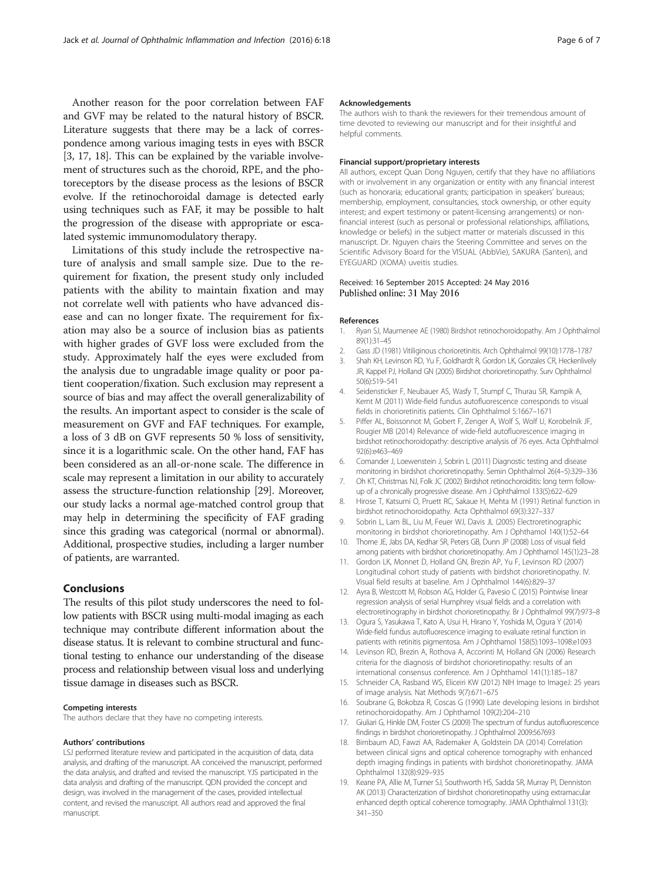Another reason for the poor correlation between FAF and GVF may be related to the natural history of BSCR. Literature suggests that there may be a lack of correspondence among various imaging tests in eyes with BSCR [3, 17, 18]. This can be explained by the variable involvement of structures such as the choroid, RPE, and the photoreceptors by the disease process as the lesions of BSCR evolve. If the retinochoroidal damage is detected early using techniques such as FAF, it may be possible to halt the progression of the disease with appropriate or escalated systemic immunomodulatory therapy.

Limitations of this study include the retrospective nature of analysis and small sample size. Due to the requirement for fixation, the present study only included patients with the ability to maintain fixation and may not correlate well with patients who have advanced disease and can no longer fixate. The requirement for fixation may also be a source of inclusion bias as patients with higher grades of GVF loss were excluded from the study. Approximately half the eyes were excluded from the analysis due to ungradable image quality or poor patient cooperation/fixation. Such exclusion may represent a source of bias and may affect the overall generalizability of the results. An important aspect to consider is the scale of measurement on GVF and FAF techniques. For example, a loss of 3 dB on GVF represents 50 % loss of sensitivity, since it is a logarithmic scale. On the other hand, FAF has been considered as an all-or-none scale. The difference in scale may represent a limitation in our ability to accurately assess the structure-function relationship [29]. Moreover, our study lacks a normal age-matched control group that may help in determining the specificity of FAF grading since this grading was categorical (normal or abnormal). Additional, prospective studies, including a larger number of patients, are warranted.

## Conclusions

The results of this pilot study underscores the need to follow patients with BSCR using multi-modal imaging as each technique may contribute different information about the disease status. It is relevant to combine structural and functional testing to enhance our understanding of the disease process and relationship between visual loss and underlying tissue damage in diseases such as BSCR.

#### Competing interests

The authors declare that they have no competing interests.

#### Authors' contributions

LSJ performed literature review and participated in the acquisition of data, data analysis, and drafting of the manuscript. AA conceived the manuscript, performed the data analysis, and drafted and revised the manuscript. YJS participated in the data analysis and drafting of the manuscript. QDN provided the concept and design, was involved in the management of the cases, provided intellectual content, and revised the manuscript. All authors read and approved the final manuscript.

#### Acknowledgements

The authors wish to thank the reviewers for their tremendous amount of time devoted to reviewing our manuscript and for their insightful and helpful comments.

#### Financial support/proprietary interests

All authors, except Quan Dong Nguyen, certify that they have no affiliations with or involvement in any organization or entity with any financial interest (such as honoraria; educational grants; participation in speakers' bureaus; membership, employment, consultancies, stock ownership, or other equity interest; and expert testimony or patent-licensing arrangements) or non-financial interest (such as personal or professional relationships, affiliations, knowledge or beliefs) in the subject matter or materials discussed in this manuscript. Dr. Nguyen chairs the Steering Committee and serves on the Scientific Advisory Board for the VISUAL (AbbVie), SAKURA (Santen), and EYEGUARD (XOMA) uveitis studies.

Received: 16 September 2015 Accepted: 24 May 2016
Published online: 31 May 2016

#### References

1. Ryan SJ, Maumenee AE (1980) Birdshot retinochoroidopathy. Am J Ophthalmol 89(1):31–45
2. Gass JD (1981) Vitiliginous chorioretinitis. Arch Ophthalmol 99(10):1778–1787
3. Shah KH, Levinson RD, Yu F, Goldhardt R, Gordon LK, Gonzales CR, Heckenlively JR, Kappel PJ, Holland GN (2005) Birdshot chorioretinopathy. Surv Ophthalmol 50(6):519–541
4. Seidensticker F, Neubauer AS, Wasfy T, Stumpf C, Thurau SR, Kampik A, Kernt M (2011) Wide-field fundus autofluorescence corresponds to visual fields in chorioretinitis patients. Clin Ophthalmol 5:1667–1671
5. Piffer AL, Boissonnot M, Gobert F, Zenger A, Wolf S, Wolf U, Korobelnik JF, Rougier MB (2014) Relevance of wide-field autofluorescence imaging in birdshot retinochoroidopathy: descriptive analysis of 76 eyes. Acta Ophthalmol 92(6):e463–469
6. Comander J, Loewenstein J, Sobrin L (2011) Diagnostic testing and disease monitoring in birdshot chorioretinopathy. Semin Ophthalmol 26(4–5):329–336
7. Oh KT, Christmas NJ, Folk JC (2002) Birdshot retinochoroiditis: long term follow-up of a chronically progressive disease. Am J Ophthalmol 133(5):622–629
8. Hirose T, Katsumi O, Pruett RC, Sakaue H, Mehta M (1991) Retinal function in birdshot retinochoroidopathy. Acta Ophthalmol 69(3):327–337
9. Sobrin L, Lam BL, Liu M, Feuer WJ, Davis JL (2005) Electroretinographic monitoring in birdshot chorioretinopathy. Am J Ophthalmol 140(1):52–64
10. Thorne JE, Jabs DA, Kedhar SR, Peters GB, Dunn JP (2008) Loss of visual field among patients with birdshot chorioretinopathy. Am J Ophthamol 145(1):23–28
11. Gordon LK, Monnet D, Holland GN, Brezin AP, Yu F, Levinson RD (2007) Longitudinal cohort study of patients with birdshot chorioretinopathy. IV. Visual field results at baseline. Am J Ophthalmol 144(6):829–37
12. Ayra B, Westcott M, Robson AG, Holder G, Pavesio C (2015) Pointwise linear regression analysis of serial Humphrey visual fields and a correlation with electroretinography in birdshot chorioretinopathy. Br J Ophthalmol 99(7):973–8
13. Ogura S, Yasukawa T, Kato A, Usui H, Hirano Y, Yoshida M, Ogura Y (2014) Wide-field fundus autofluorescence imaging to evaluate retinal function in patients with retinitis pigmentosa. Am J Ophthamol 158(5):1093–1098:e1093
14. Levinson RD, Brezin A, Rothova A, Accorinti M, Holland GN (2006) Research criteria for the diagnosis of birdshot chorioretinopathy: results of an international consensus conference. Am J Ophthamol 141(1):185–187
15. Schneider CA, Rasband WS, Eliceiri KW (2012) NIH Image to ImageJ: 25 years of image analysis. Nat Methods 9(7):671–675
16. Soubrane G, Bokobza R, Coscas G (1990) Late developing lesions in birdshot retinochoroidopathy. Am J Ophthamol 109(2):204–210
17. Giuliari G, Hinkle DM, Foster CS (2009) The spectrum of fundus autofluorescence findings in birdshot chorioretinopathy. J Ophthalmol 2009:567693
18. Birnbaum AD, Fawzi AA, Rademaker A, Goldstein DA (2014) Correlation between clinical signs and optical coherence tomography with enhanced depth imaging findings in patients with birdshot chorioretinopathy. JAMA Ophthalmol 132(8):929–935
19. Keane PA, Allie M, Turner SJ, Southworth HS, Sadda SR, Murray PI, Denniston AK (2013) Characterization of birdshot chorioretinopathy using extramacular enhanced depth optical coherence tomography. JAMA Ophthalmol 131(3): 341–350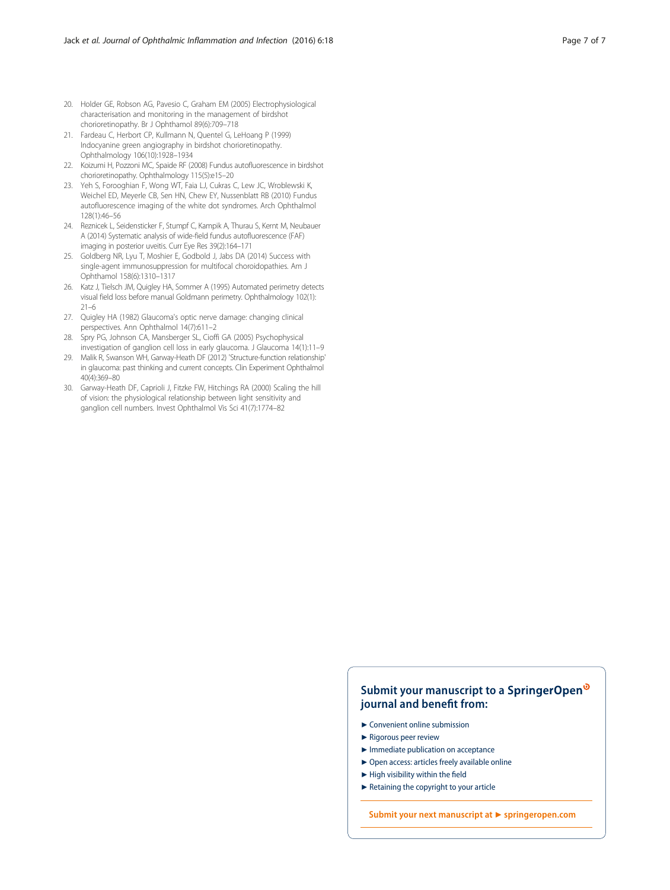20. Holder GE, Robson AG, Pavesio C, Graham EM (2005) Electrophysiological characterisation and monitoring in the management of birdshot chorioretinopathy. Br J Ophthamol 89(6):709–718
21. Fardeau C, Herbort CP, Kullmann N, Quentel G, LeHoang P (1999) Indocyanine green angiography in birdshot chorioretinopathy. Ophthalmology 106(10):1928–1934
22. Koizumi H, Pozzoni MC, Spaide RF (2008) Fundus autofluorescence in birdshot chorioretinopathy. Ophthalmology 115(5):e15–20
23. Yeh S, Forooghian F, Wong WT, Faia LJ, Cukras C, Lew JC, Wroblewski K, Weichel ED, Meyerle CB, Sen HN, Chew EY, Nussenblatt RB (2010) Fundus autofluorescence imaging of the white dot syndromes. Arch Ophthalmol 128(1):46–56
24. Reznicek L, Seidensticker F, Stumpf C, Kampik A, Thurau S, Kernt M, Neubauer A (2014) Systematic analysis of wide-field fundus autofluorescence (FAF) imaging in posterior uveitis. Curr Eye Res 39(2):164–171
25. Goldberg NR, Lyu T, Moshier E, Godbold J, Jabs DA (2014) Success with single-agent immunosuppression for multifocal choroidopathies. Am J Ophthamol 158(6):1310–1317
26. Katz J, Tielsch JM, Quigley HA, Sommer A (1995) Automated perimetry detects visual field loss before manual Goldmann perimetry. Ophthalmology 102(1): 21–6
27. Quigley HA (1982) Glaucoma's optic nerve damage: changing clinical perspectives. Ann Ophthalmol 14(7):611–2
28. Spry PG, Johnson CA, Mansberger SL, Cioffi GA (2005) Psychophysical investigation of ganglion cell loss in early glaucoma. J Glaucoma 14(1):11–9
29. Malik R, Swanson WH, Garway-Heath DF (2012) 'Structure-function relationship' in glaucoma: past thinking and current concepts. Clin Experiment Ophthalmol 40(4):369–80
30. Garway-Heath DF, Caprioli J, Fitzke FW, Hitchings RA (2000) Scaling the hill of vision: the physiological relationship between light sensitivity and ganglion cell numbers. Invest Ophthalmol Vis Sci 41(7):1774–82

**Submit your manuscript to a SpringerOpen journal and benefit from:**

- ► Convenient online submission
- ► Rigorous peer review
- ► Immediate publication on acceptance
- ► Open access: articles freely available online
- ► High visibility within the field
- ► Retaining the copyright to your article

**Submit your next manuscript at ► springeropen.com**